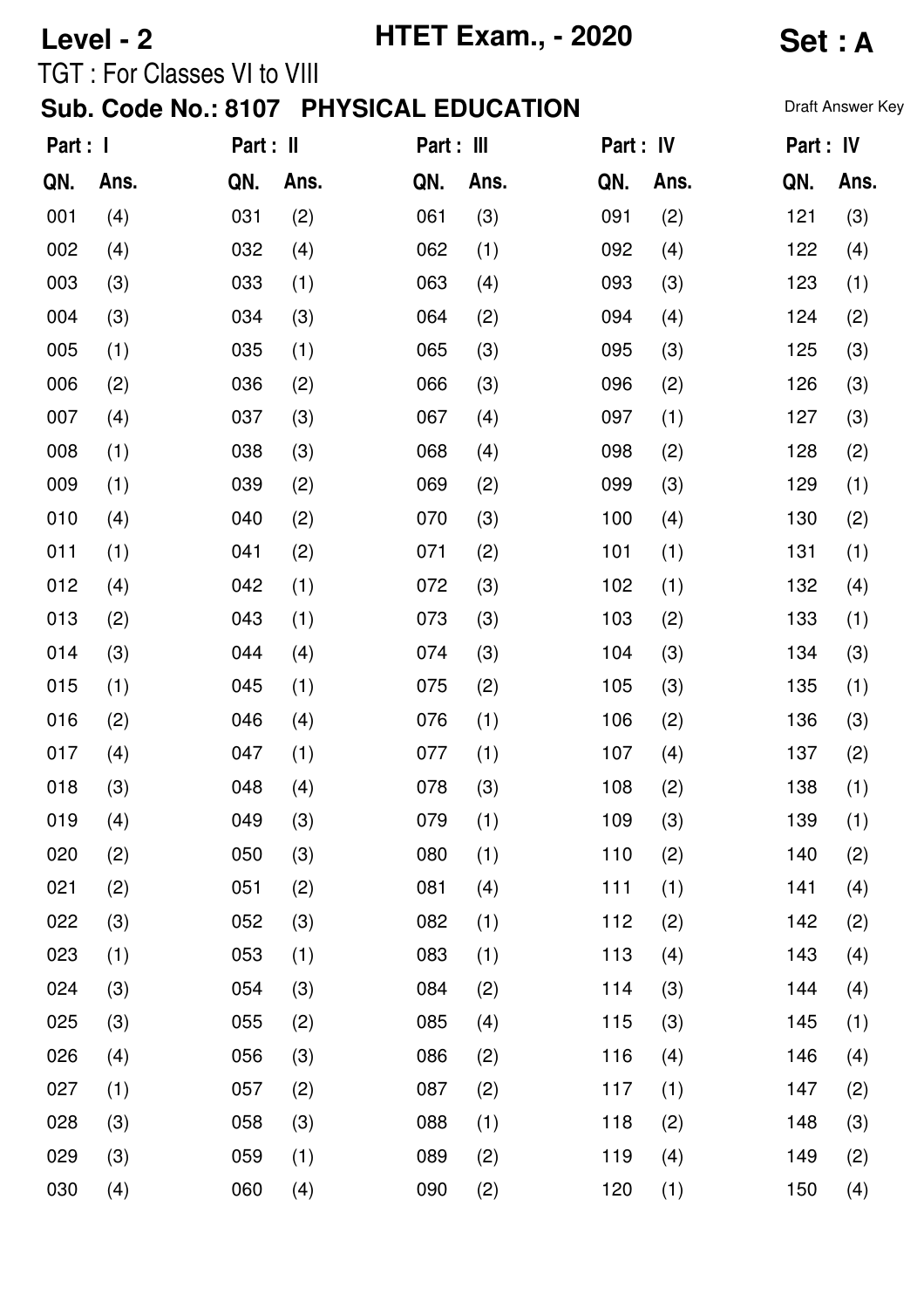**Level - 2** **HTET Exam., - 2020** **Set : A**

TGT : For Classes VI to VIII

## Sub. Code No.: 8107 PHYSICAL EDUCATION

Draft Answer Key

| Part : I | | Part : II | | Part : III | | Part : IV | | Part : IV | |
|---|---|---|---|---|---|---|---|---|---|
| **QN.** | **Ans.** | **QN.** | **Ans.** | **QN.** | **Ans.** | **QN.** | **Ans.** | **QN.** | **Ans.** |
| 001 | (4) | 031 | (2) | 061 | (3) | 091 | (2) | 121 | (3) |
| 002 | (4) | 032 | (4) | 062 | (1) | 092 | (4) | 122 | (4) |
| 003 | (3) | 033 | (1) | 063 | (4) | 093 | (3) | 123 | (1) |
| 004 | (3) | 034 | (3) | 064 | (2) | 094 | (4) | 124 | (2) |
| 005 | (1) | 035 | (1) | 065 | (3) | 095 | (3) | 125 | (3) |
| 006 | (2) | 036 | (2) | 066 | (3) | 096 | (2) | 126 | (3) |
| 007 | (4) | 037 | (3) | 067 | (4) | 097 | (1) | 127 | (3) |
| 008 | (1) | 038 | (3) | 068 | (4) | 098 | (2) | 128 | (2) |
| 009 | (1) | 039 | (2) | 069 | (2) | 099 | (3) | 129 | (1) |
| 010 | (4) | 040 | (2) | 070 | (3) | 100 | (4) | 130 | (2) |
| 011 | (1) | 041 | (2) | 071 | (2) | 101 | (1) | 131 | (1) |
| 012 | (4) | 042 | (1) | 072 | (3) | 102 | (1) | 132 | (4) |
| 013 | (2) | 043 | (1) | 073 | (3) | 103 | (2) | 133 | (1) |
| 014 | (3) | 044 | (4) | 074 | (3) | 104 | (3) | 134 | (3) |
| 015 | (1) | 045 | (1) | 075 | (2) | 105 | (3) | 135 | (1) |
| 016 | (2) | 046 | (4) | 076 | (1) | 106 | (2) | 136 | (3) |
| 017 | (4) | 047 | (1) | 077 | (1) | 107 | (4) | 137 | (2) |
| 018 | (3) | 048 | (4) | 078 | (3) | 108 | (2) | 138 | (1) |
| 019 | (4) | 049 | (3) | 079 | (1) | 109 | (3) | 139 | (1) |
| 020 | (2) | 050 | (3) | 080 | (1) | 110 | (2) | 140 | (2) |
| 021 | (2) | 051 | (2) | 081 | (4) | 111 | (1) | 141 | (4) |
| 022 | (3) | 052 | (3) | 082 | (1) | 112 | (2) | 142 | (2) |
| 023 | (1) | 053 | (1) | 083 | (1) | 113 | (4) | 143 | (4) |
| 024 | (3) | 054 | (3) | 084 | (2) | 114 | (3) | 144 | (4) |
| 025 | (3) | 055 | (2) | 085 | (4) | 115 | (3) | 145 | (1) |
| 026 | (4) | 056 | (3) | 086 | (2) | 116 | (4) | 146 | (4) |
| 027 | (1) | 057 | (2) | 087 | (2) | 117 | (1) | 147 | (2) |
| 028 | (3) | 058 | (3) | 088 | (1) | 118 | (2) | 148 | (3) |
| 029 | (3) | 059 | (1) | 089 | (2) | 119 | (4) | 149 | (2) |
| 030 | (4) | 060 | (4) | 090 | (2) | 120 | (1) | 150 | (4) |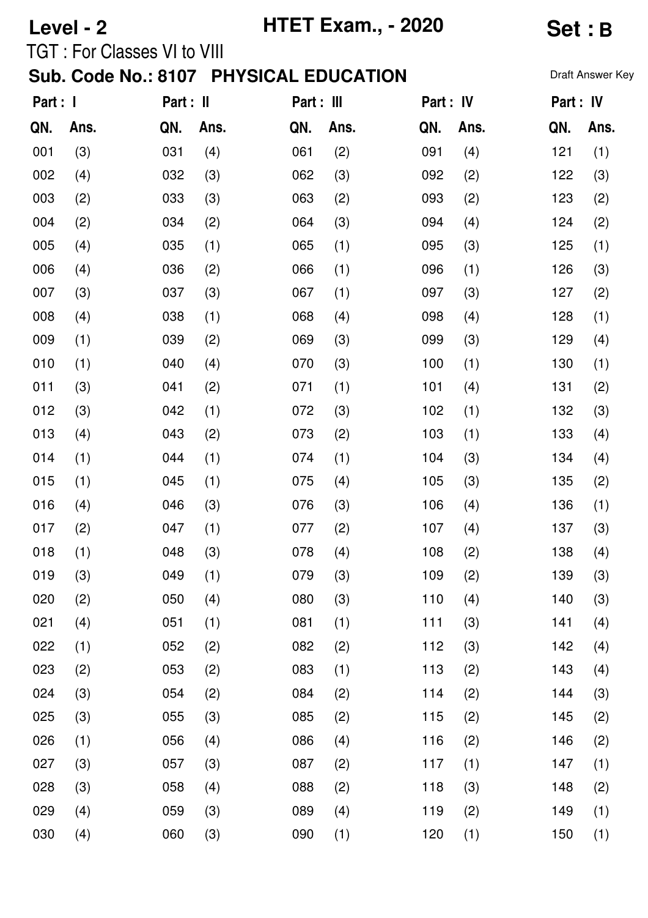**Level - 2** **HTET Exam., - 2020** **Set : B**

TGT : For Classes VI to VIII

## Sub. Code No.: 8107 PHYSICAL EDUCATION

Draft Answer Key

| Part : I | | Part : II | | Part : III | | Part : IV | | Part : IV | |
|---|---|---|---|---|---|---|---|---|---|
| QN. | Ans. | QN. | Ans. | QN. | Ans. | QN. | Ans. | QN. | Ans. |
| 001 | (3) | 031 | (4) | 061 | (2) | 091 | (4) | 121 | (1) |
| 002 | (4) | 032 | (3) | 062 | (3) | 092 | (2) | 122 | (3) |
| 003 | (2) | 033 | (3) | 063 | (2) | 093 | (2) | 123 | (2) |
| 004 | (2) | 034 | (2) | 064 | (3) | 094 | (4) | 124 | (2) |
| 005 | (4) | 035 | (1) | 065 | (1) | 095 | (3) | 125 | (1) |
| 006 | (4) | 036 | (2) | 066 | (1) | 096 | (1) | 126 | (3) |
| 007 | (3) | 037 | (3) | 067 | (1) | 097 | (3) | 127 | (2) |
| 008 | (4) | 038 | (1) | 068 | (4) | 098 | (4) | 128 | (1) |
| 009 | (1) | 039 | (2) | 069 | (3) | 099 | (3) | 129 | (4) |
| 010 | (1) | 040 | (4) | 070 | (3) | 100 | (1) | 130 | (1) |
| 011 | (3) | 041 | (2) | 071 | (1) | 101 | (4) | 131 | (2) |
| 012 | (3) | 042 | (1) | 072 | (3) | 102 | (1) | 132 | (3) |
| 013 | (4) | 043 | (2) | 073 | (2) | 103 | (1) | 133 | (4) |
| 014 | (1) | 044 | (1) | 074 | (1) | 104 | (3) | 134 | (4) |
| 015 | (1) | 045 | (1) | 075 | (4) | 105 | (3) | 135 | (2) |
| 016 | (4) | 046 | (3) | 076 | (3) | 106 | (4) | 136 | (1) |
| 017 | (2) | 047 | (1) | 077 | (2) | 107 | (4) | 137 | (3) |
| 018 | (1) | 048 | (3) | 078 | (4) | 108 | (2) | 138 | (4) |
| 019 | (3) | 049 | (1) | 079 | (3) | 109 | (2) | 139 | (3) |
| 020 | (2) | 050 | (4) | 080 | (3) | 110 | (4) | 140 | (3) |
| 021 | (4) | 051 | (1) | 081 | (1) | 111 | (3) | 141 | (4) |
| 022 | (1) | 052 | (2) | 082 | (2) | 112 | (3) | 142 | (4) |
| 023 | (2) | 053 | (2) | 083 | (1) | 113 | (2) | 143 | (4) |
| 024 | (3) | 054 | (2) | 084 | (2) | 114 | (2) | 144 | (3) |
| 025 | (3) | 055 | (3) | 085 | (2) | 115 | (2) | 145 | (2) |
| 026 | (1) | 056 | (4) | 086 | (4) | 116 | (2) | 146 | (2) |
| 027 | (3) | 057 | (3) | 087 | (2) | 117 | (1) | 147 | (1) |
| 028 | (3) | 058 | (4) | 088 | (2) | 118 | (3) | 148 | (2) |
| 029 | (4) | 059 | (3) | 089 | (4) | 119 | (2) | 149 | (1) |
| 030 | (4) | 060 | (3) | 090 | (1) | 120 | (1) | 150 | (1) |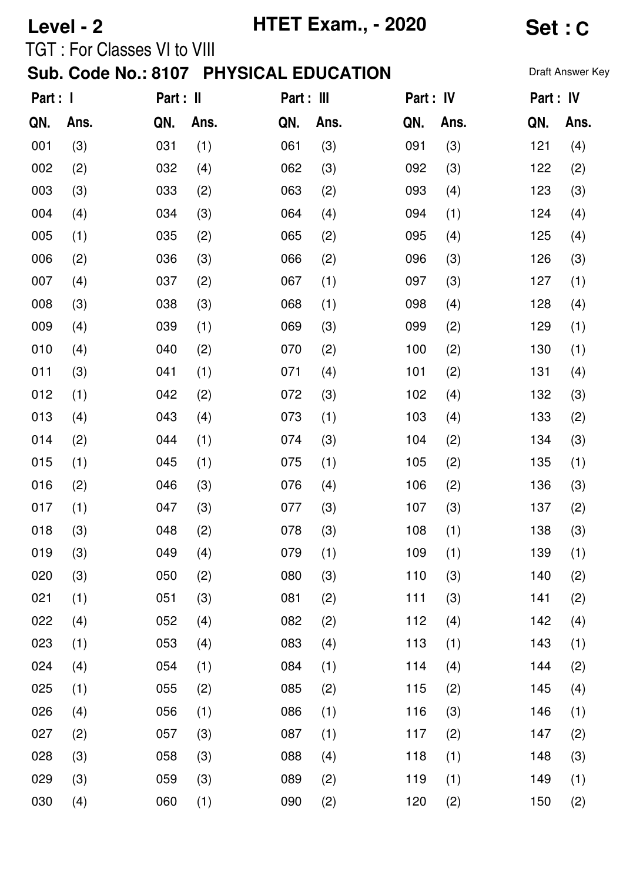**Level - 2** **HTET Exam., - 2020** **Set : C**

TGT : For Classes VI to VIII

**Sub. Code No.: 8107 PHYSICAL EDUCATION**

Draft Answer Key

| Part : I | | Part : II | | Part : III | | Part : IV | | Part : IV | |
|---|---|---|---|---|---|---|---|---|---|
| QN. | Ans. | QN. | Ans. | QN. | Ans. | QN. | Ans. | QN. | Ans. |
| 001 | (3) | 031 | (1) | 061 | (3) | 091 | (3) | 121 | (4) |
| 002 | (2) | 032 | (4) | 062 | (3) | 092 | (3) | 122 | (2) |
| 003 | (3) | 033 | (2) | 063 | (2) | 093 | (4) | 123 | (3) |
| 004 | (4) | 034 | (3) | 064 | (4) | 094 | (1) | 124 | (4) |
| 005 | (1) | 035 | (2) | 065 | (2) | 095 | (4) | 125 | (4) |
| 006 | (2) | 036 | (3) | 066 | (2) | 096 | (3) | 126 | (3) |
| 007 | (4) | 037 | (2) | 067 | (1) | 097 | (3) | 127 | (1) |
| 008 | (3) | 038 | (3) | 068 | (1) | 098 | (4) | 128 | (4) |
| 009 | (4) | 039 | (1) | 069 | (3) | 099 | (2) | 129 | (1) |
| 010 | (4) | 040 | (2) | 070 | (2) | 100 | (2) | 130 | (1) |
| 011 | (3) | 041 | (1) | 071 | (4) | 101 | (2) | 131 | (4) |
| 012 | (1) | 042 | (2) | 072 | (3) | 102 | (4) | 132 | (3) |
| 013 | (4) | 043 | (4) | 073 | (1) | 103 | (4) | 133 | (2) |
| 014 | (2) | 044 | (1) | 074 | (3) | 104 | (2) | 134 | (3) |
| 015 | (1) | 045 | (1) | 075 | (1) | 105 | (2) | 135 | (1) |
| 016 | (2) | 046 | (3) | 076 | (4) | 106 | (2) | 136 | (3) |
| 017 | (1) | 047 | (3) | 077 | (3) | 107 | (3) | 137 | (2) |
| 018 | (3) | 048 | (2) | 078 | (3) | 108 | (1) | 138 | (3) |
| 019 | (3) | 049 | (4) | 079 | (1) | 109 | (1) | 139 | (1) |
| 020 | (3) | 050 | (2) | 080 | (3) | 110 | (3) | 140 | (2) |
| 021 | (1) | 051 | (3) | 081 | (2) | 111 | (3) | 141 | (2) |
| 022 | (4) | 052 | (4) | 082 | (2) | 112 | (4) | 142 | (4) |
| 023 | (1) | 053 | (4) | 083 | (4) | 113 | (1) | 143 | (1) |
| 024 | (4) | 054 | (1) | 084 | (1) | 114 | (4) | 144 | (2) |
| 025 | (1) | 055 | (2) | 085 | (2) | 115 | (2) | 145 | (4) |
| 026 | (4) | 056 | (1) | 086 | (1) | 116 | (3) | 146 | (1) |
| 027 | (2) | 057 | (3) | 087 | (1) | 117 | (2) | 147 | (2) |
| 028 | (3) | 058 | (3) | 088 | (4) | 118 | (1) | 148 | (3) |
| 029 | (3) | 059 | (3) | 089 | (2) | 119 | (1) | 149 | (1) |
| 030 | (4) | 060 | (1) | 090 | (2) | 120 | (2) | 150 | (2) |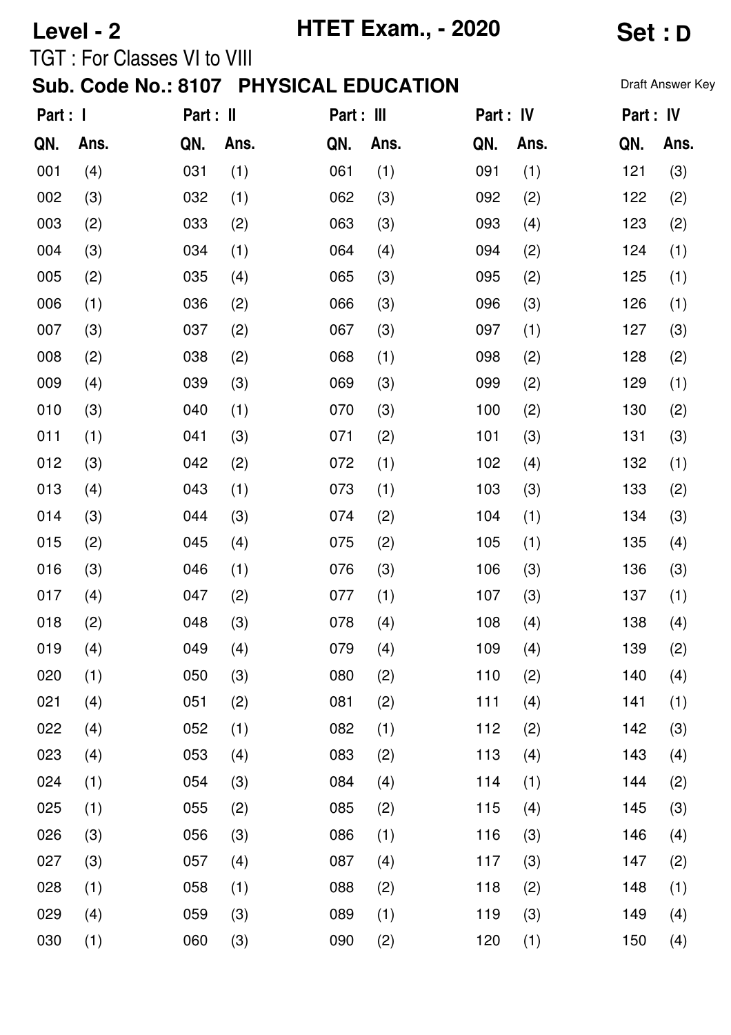**Level - 2** **HTET Exam., - 2020** **Set : D**

TGT : For Classes VI to VIII

**Sub. Code No.: 8107 PHYSICAL EDUCATION**

Draft Answer Key

| Part : I | | Part : II | | Part : III | | Part : IV | | Part : IV | |
|---|---|---|---|---|---|---|---|---|---|
| QN. | Ans. | QN. | Ans. | QN. | Ans. | QN. | Ans. | QN. | Ans. |
| 001 | (4) | 031 | (1) | 061 | (1) | 091 | (1) | 121 | (3) |
| 002 | (3) | 032 | (1) | 062 | (3) | 092 | (2) | 122 | (2) |
| 003 | (2) | 033 | (2) | 063 | (3) | 093 | (4) | 123 | (2) |
| 004 | (3) | 034 | (1) | 064 | (4) | 094 | (2) | 124 | (1) |
| 005 | (2) | 035 | (4) | 065 | (3) | 095 | (2) | 125 | (1) |
| 006 | (1) | 036 | (2) | 066 | (3) | 096 | (3) | 126 | (1) |
| 007 | (3) | 037 | (2) | 067 | (3) | 097 | (1) | 127 | (3) |
| 008 | (2) | 038 | (2) | 068 | (1) | 098 | (2) | 128 | (2) |
| 009 | (4) | 039 | (3) | 069 | (3) | 099 | (2) | 129 | (1) |
| 010 | (3) | 040 | (1) | 070 | (3) | 100 | (2) | 130 | (2) |
| 011 | (1) | 041 | (3) | 071 | (2) | 101 | (3) | 131 | (3) |
| 012 | (3) | 042 | (2) | 072 | (1) | 102 | (4) | 132 | (1) |
| 013 | (4) | 043 | (1) | 073 | (1) | 103 | (3) | 133 | (2) |
| 014 | (3) | 044 | (3) | 074 | (2) | 104 | (1) | 134 | (3) |
| 015 | (2) | 045 | (4) | 075 | (2) | 105 | (1) | 135 | (4) |
| 016 | (3) | 046 | (1) | 076 | (3) | 106 | (3) | 136 | (3) |
| 017 | (4) | 047 | (2) | 077 | (1) | 107 | (3) | 137 | (1) |
| 018 | (2) | 048 | (3) | 078 | (4) | 108 | (4) | 138 | (4) |
| 019 | (4) | 049 | (4) | 079 | (4) | 109 | (4) | 139 | (2) |
| 020 | (1) | 050 | (3) | 080 | (2) | 110 | (2) | 140 | (4) |
| 021 | (4) | 051 | (2) | 081 | (2) | 111 | (4) | 141 | (1) |
| 022 | (4) | 052 | (1) | 082 | (1) | 112 | (2) | 142 | (3) |
| 023 | (4) | 053 | (4) | 083 | (2) | 113 | (4) | 143 | (4) |
| 024 | (1) | 054 | (3) | 084 | (4) | 114 | (1) | 144 | (2) |
| 025 | (1) | 055 | (2) | 085 | (2) | 115 | (4) | 145 | (3) |
| 026 | (3) | 056 | (3) | 086 | (1) | 116 | (3) | 146 | (4) |
| 027 | (3) | 057 | (4) | 087 | (4) | 117 | (3) | 147 | (2) |
| 028 | (1) | 058 | (1) | 088 | (2) | 118 | (2) | 148 | (1) |
| 029 | (4) | 059 | (3) | 089 | (1) | 119 | (3) | 149 | (4) |
| 030 | (1) | 060 | (3) | 090 | (2) | 120 | (1) | 150 | (4) |